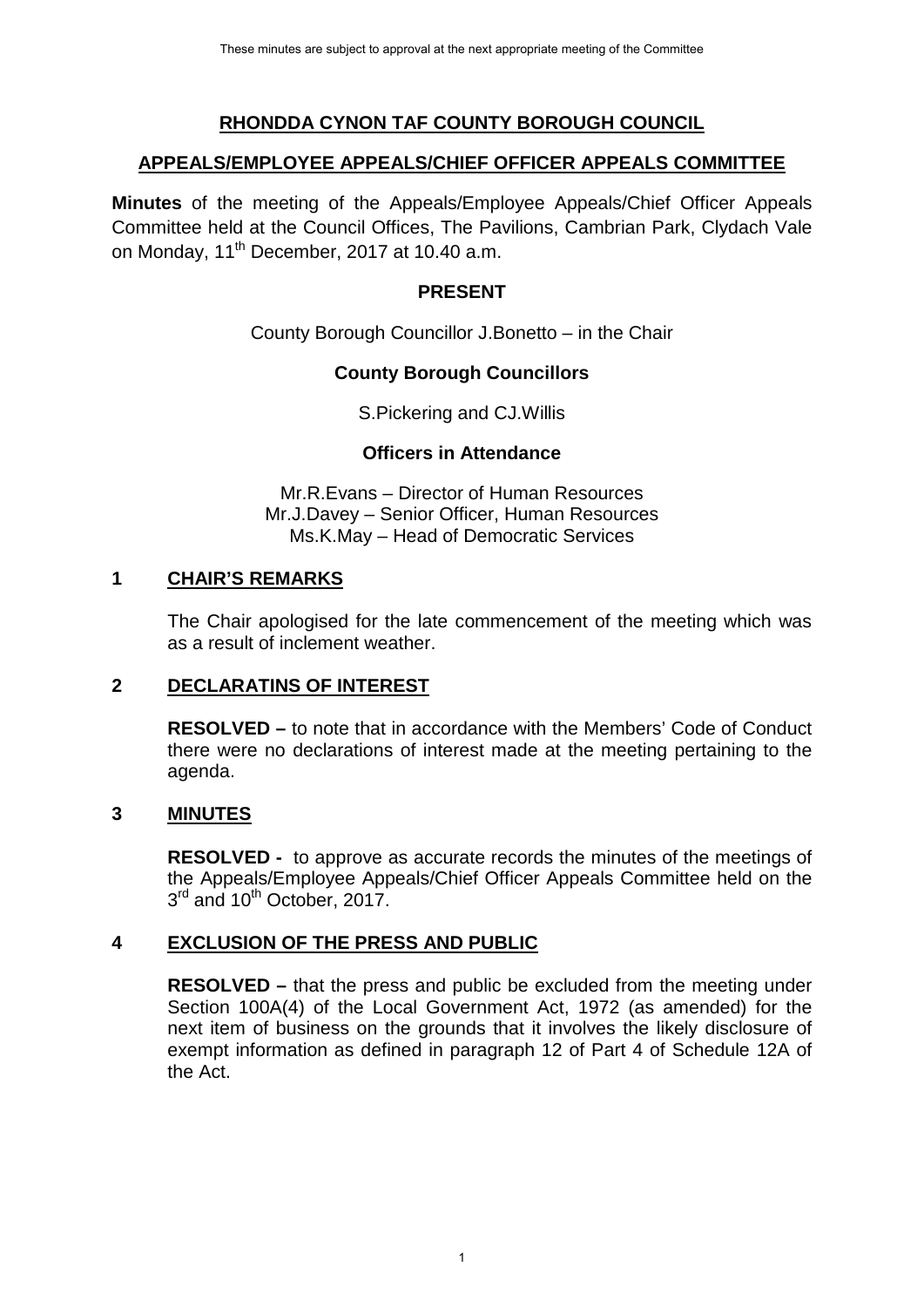These minutes are subject to approval at the next appropriate meeting of the Committee

# RHONDDA CYNON TAF COUNTY BOROUGH COUNCIL

## APPEALS/EMPLOYEE APPEALS/CHIEF OFFICER APPEALS COMMITTEE

**Minutes** of the meeting of the Appeals/Employee Appeals/Chief Officer Appeals Committee held at the Council Offices, The Pavilions, Cambrian Park, Clydach Vale on Monday, 11th December, 2017 at 10.40 a.m.

### PRESENT

County Borough Councillor J.Bonetto – in the Chair

**County Borough Councillors**

S.Pickering and CJ.Willis

**Officers in Attendance**

Mr.R.Evans – Director of Human Resources
Mr.J.Davey – Senior Officer, Human Resources
Ms.K.May – Head of Democratic Services

### 1 CHAIR'S REMARKS

The Chair apologised for the late commencement of the meeting which was as a result of inclement weather.

### 2 DECLARATINS OF INTEREST

**RESOLVED –** to note that in accordance with the Members' Code of Conduct there were no declarations of interest made at the meeting pertaining to the agenda.

### 3 MINUTES

**RESOLVED -** to approve as accurate records the minutes of the meetings of the Appeals/Employee Appeals/Chief Officer Appeals Committee held on the 3rd and 10th October, 2017.

### 4 EXCLUSION OF THE PRESS AND PUBLIC

**RESOLVED –** that the press and public be excluded from the meeting under Section 100A(4) of the Local Government Act, 1972 (as amended) for the next item of business on the grounds that it involves the likely disclosure of exempt information as defined in paragraph 12 of Part 4 of Schedule 12A of the Act.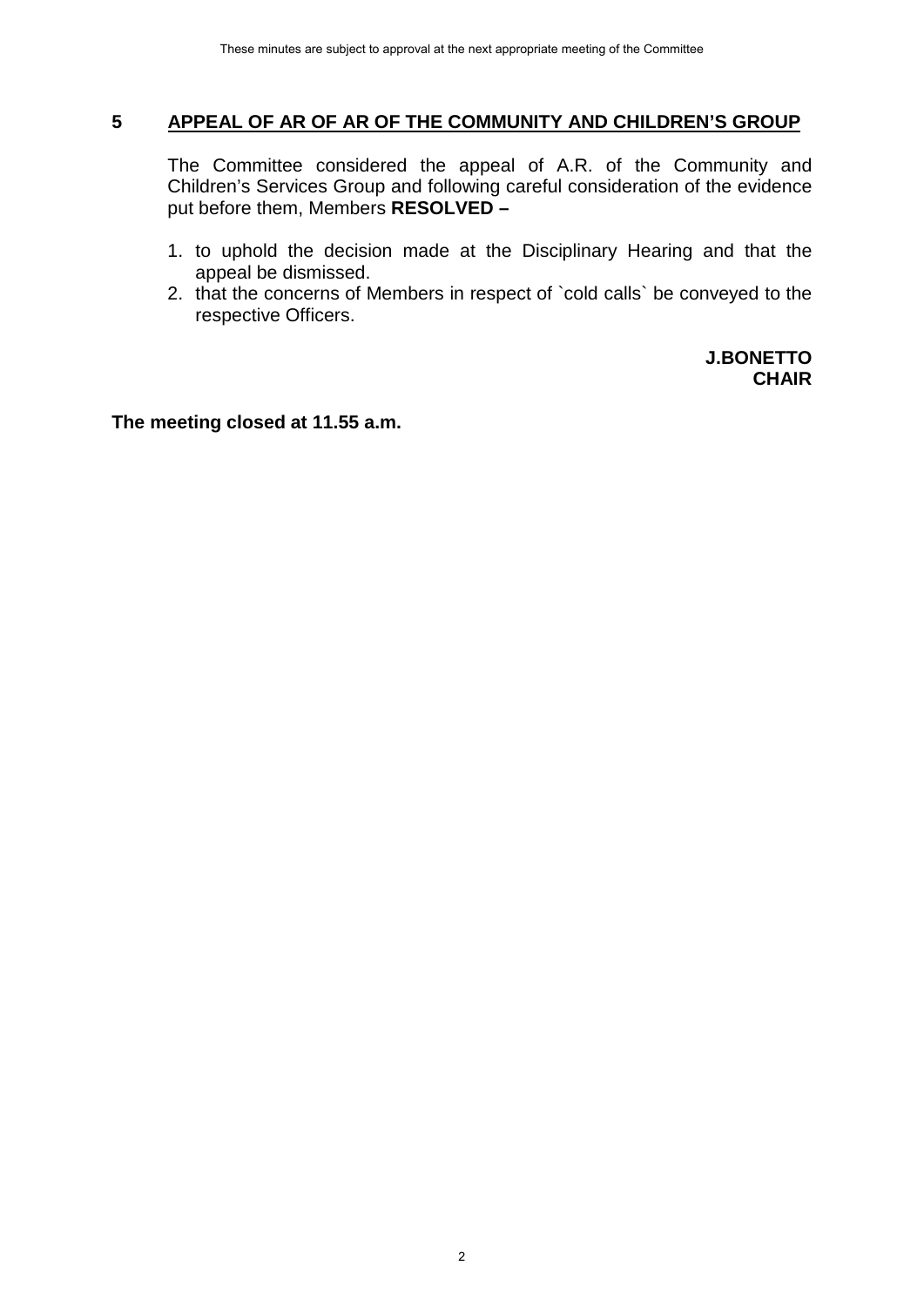## 5 APPEAL OF AR OF AR OF THE COMMUNITY AND CHILDREN'S GROUP

The Committee considered the appeal of A.R. of the Community and Children's Services Group and following careful consideration of the evidence put before them, Members **RESOLVED –**

1. to uphold the decision made at the Disciplinary Hearing and that the appeal be dismissed.
2. that the concerns of Members in respect of `cold calls` be conveyed to the respective Officers.

**J.BONETTO**
**CHAIR**

**The meeting closed at 11.55 a.m.**